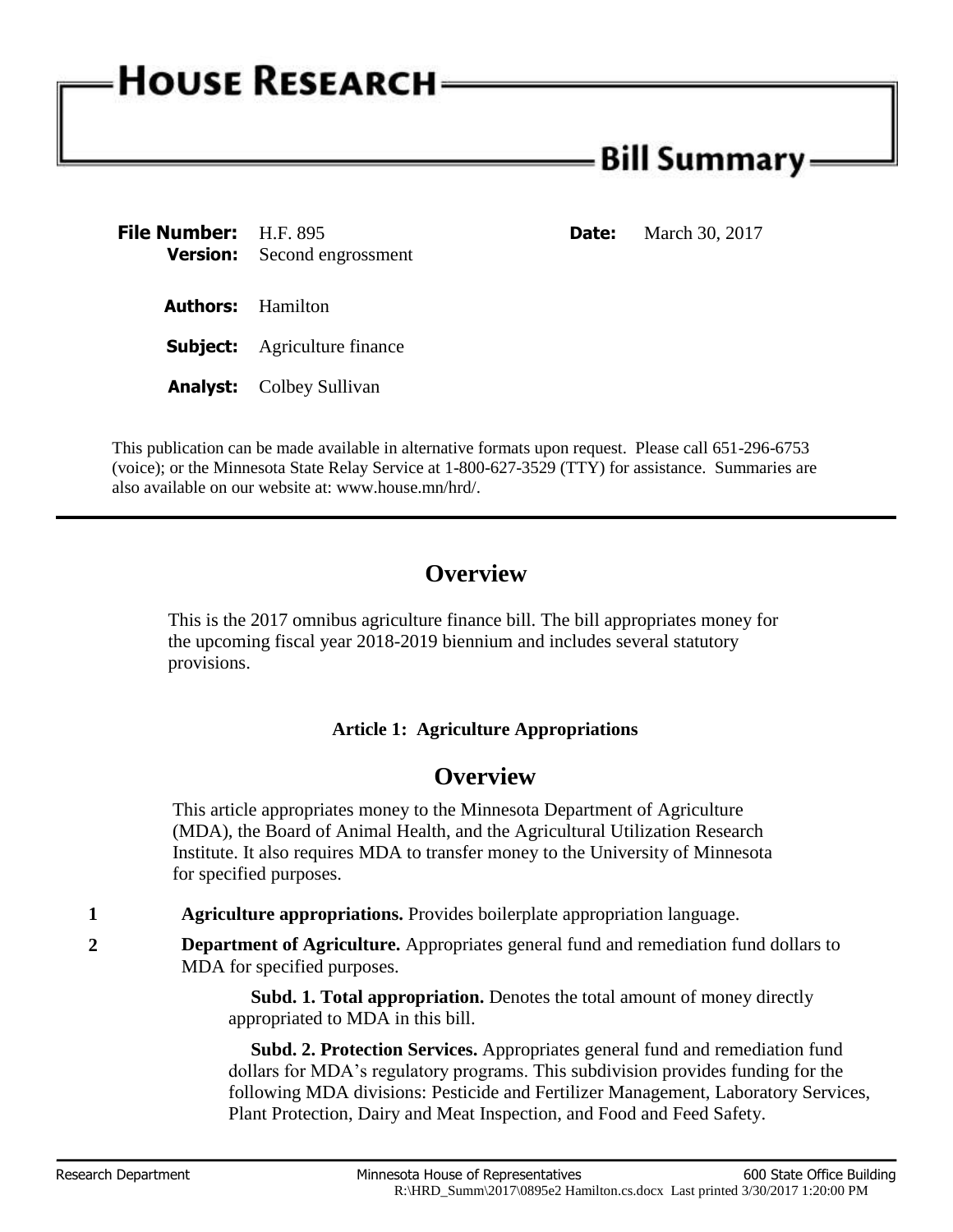# House Research

## Bill Summary

**File Number:** H.F. 895
**Version:** Second engrossment
**Date:** March 30, 2017

**Authors:** Hamilton

**Subject:** Agriculture finance

**Analyst:** Colbey Sullivan

This publication can be made available in alternative formats upon request. Please call 651-296-6753 (voice); or the Minnesota State Relay Service at 1-800-627-3529 (TTY) for assistance. Summaries are also available on our website at: www.house.mn/hrd/.

---

## Overview

This is the 2017 omnibus agriculture finance bill. The bill appropriates money for the upcoming fiscal year 2018-2019 biennium and includes several statutory provisions.

### Article 1: Agriculture Appropriations

## Overview

This article appropriates money to the Minnesota Department of Agriculture (MDA), the Board of Animal Health, and the Agricultural Utilization Research Institute. It also requires MDA to transfer money to the University of Minnesota for specified purposes.

**1** **Agriculture appropriations.** Provides boilerplate appropriation language.

**2** **Department of Agriculture.** Appropriates general fund and remediation fund dollars to MDA for specified purposes.

**Subd. 1. Total appropriation.** Denotes the total amount of money directly appropriated to MDA in this bill.

**Subd. 2. Protection Services.** Appropriates general fund and remediation fund dollars for MDA's regulatory programs. This subdivision provides funding for the following MDA divisions: Pesticide and Fertilizer Management, Laboratory Services, Plant Protection, Dairy and Meat Inspection, and Food and Feed Safety.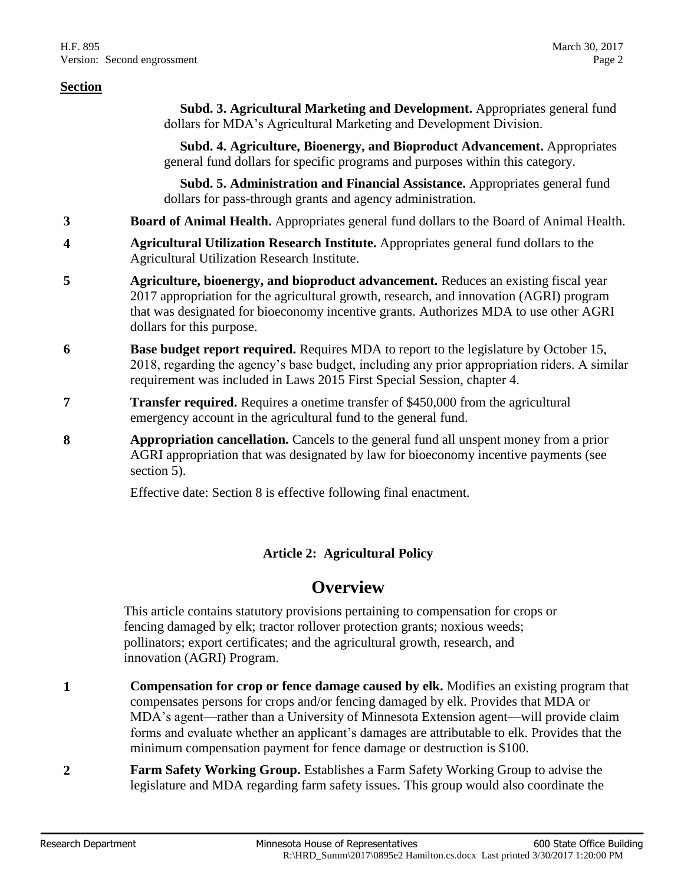**Section**

**Subd. 3. Agricultural Marketing and Development.** Appropriates general fund dollars for MDA's Agricultural Marketing and Development Division.

**Subd. 4. Agriculture, Bioenergy, and Bioproduct Advancement.** Appropriates general fund dollars for specific programs and purposes within this category.

**Subd. 5. Administration and Financial Assistance.** Appropriates general fund dollars for pass-through grants and agency administration.

**3** **Board of Animal Health.** Appropriates general fund dollars to the Board of Animal Health.

**4** **Agricultural Utilization Research Institute.** Appropriates general fund dollars to the Agricultural Utilization Research Institute.

**5** **Agriculture, bioenergy, and bioproduct advancement.** Reduces an existing fiscal year 2017 appropriation for the agricultural growth, research, and innovation (AGRI) program that was designated for bioeconomy incentive grants. Authorizes MDA to use other AGRI dollars for this purpose.

**6** **Base budget report required.** Requires MDA to report to the legislature by October 15, 2018, regarding the agency's base budget, including any prior appropriation riders. A similar requirement was included in Laws 2015 First Special Session, chapter 4.

**7** **Transfer required.** Requires a onetime transfer of $450,000 from the agricultural emergency account in the agricultural fund to the general fund.

**8** **Appropriation cancellation.** Cancels to the general fund all unspent money from a prior AGRI appropriation that was designated by law for bioeconomy incentive payments (see section 5).

Effective date: Section 8 is effective following final enactment.

### Article 2: Agricultural Policy

## Overview

This article contains statutory provisions pertaining to compensation for crops or fencing damaged by elk; tractor rollover protection grants; noxious weeds; pollinators; export certificates; and the agricultural growth, research, and innovation (AGRI) Program.

**1** **Compensation for crop or fence damage caused by elk.** Modifies an existing program that compensates persons for crops and/or fencing damaged by elk. Provides that MDA or MDA's agent—rather than a University of Minnesota Extension agent—will provide claim forms and evaluate whether an applicant's damages are attributable to elk. Provides that the minimum compensation payment for fence damage or destruction is $100.

**2** **Farm Safety Working Group.** Establishes a Farm Safety Working Group to advise the legislature and MDA regarding farm safety issues. This group would also coordinate the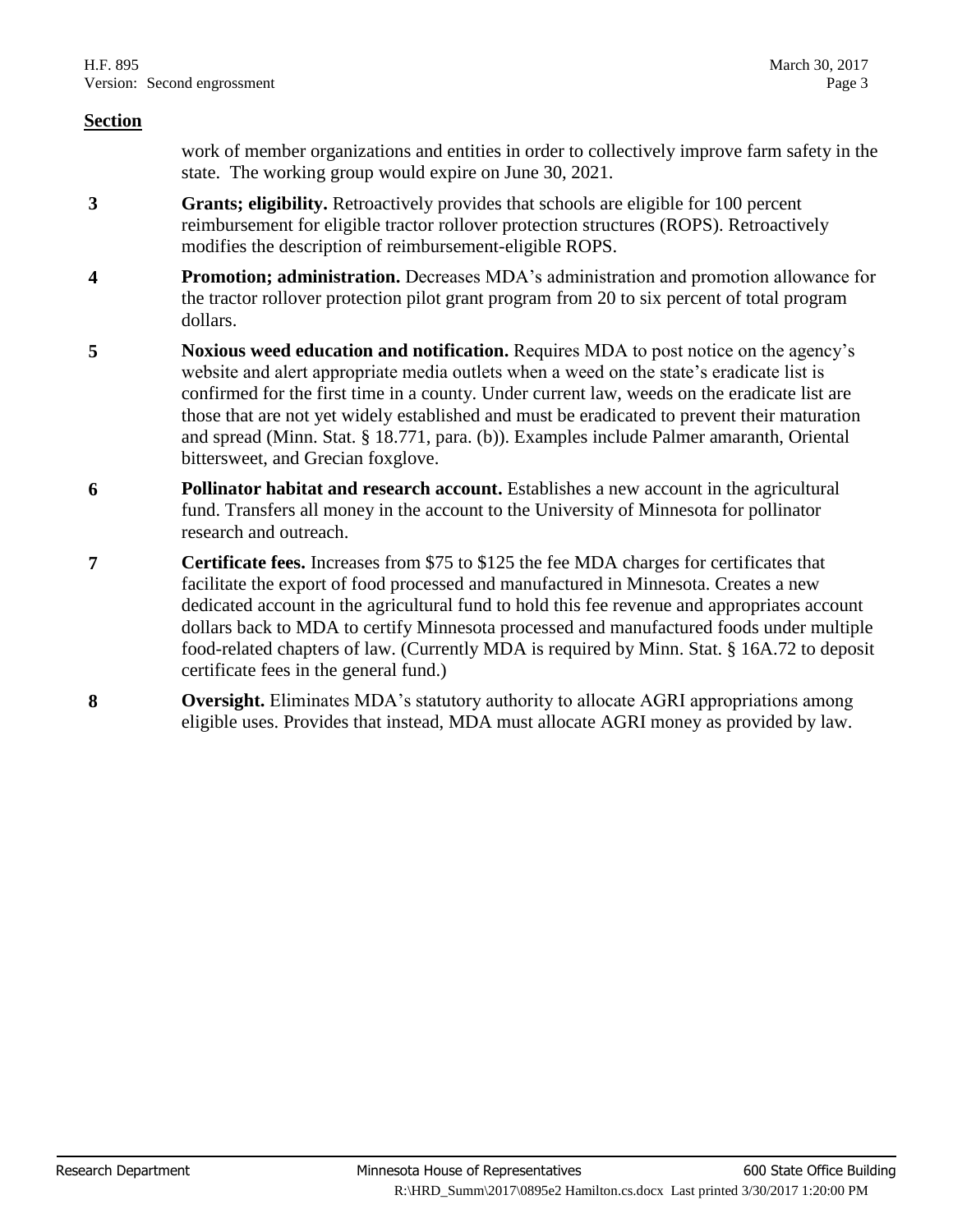| Section | |
|---|---|
| | work of member organizations and entities in order to collectively improve farm safety in the state. The working group would expire on June 30, 2021. |
| 3 | **Grants; eligibility.** Retroactively provides that schools are eligible for 100 percent reimbursement for eligible tractor rollover protection structures (ROPS). Retroactively modifies the description of reimbursement-eligible ROPS. |
| 4 | **Promotion; administration.** Decreases MDA's administration and promotion allowance for the tractor rollover protection pilot grant program from 20 to six percent of total program dollars. |
| 5 | **Noxious weed education and notification.** Requires MDA to post notice on the agency's website and alert appropriate media outlets when a weed on the state's eradicate list is confirmed for the first time in a county. Under current law, weeds on the eradicate list are those that are not yet widely established and must be eradicated to prevent their maturation and spread (Minn. Stat. § 18.771, para. (b)). Examples include Palmer amaranth, Oriental bittersweet, and Grecian foxglove. |
| 6 | **Pollinator habitat and research account.** Establishes a new account in the agricultural fund. Transfers all money in the account to the University of Minnesota for pollinator research and outreach. |
| 7 | **Certificate fees.** Increases from $75 to $125 the fee MDA charges for certificates that facilitate the export of food processed and manufactured in Minnesota. Creates a new dedicated account in the agricultural fund to hold this fee revenue and appropriates account dollars back to MDA to certify Minnesota processed and manufactured foods under multiple food-related chapters of law. (Currently MDA is required by Minn. Stat. § 16A.72 to deposit certificate fees in the general fund.) |
| 8 | **Oversight.** Eliminates MDA's statutory authority to allocate AGRI appropriations among eligible uses. Provides that instead, MDA must allocate AGRI money as provided by law. |